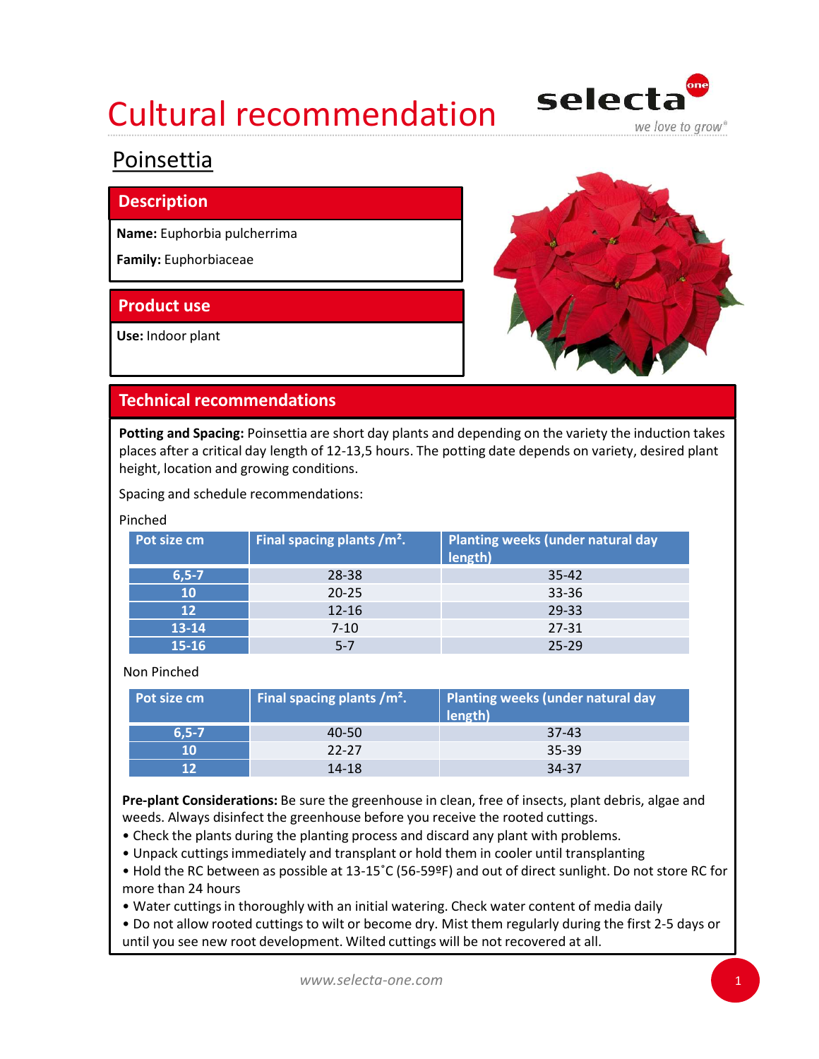# Cultural recommendation

selecta one
we love to grow®

## Poinsettia

### Description

**Name:** Euphorbia pulcherrima

**Family:** Euphorbiaceae

### Product use

**Use:** Indoor plant

### Technical recommendations

**Potting and Spacing:** Poinsettia are short day plants and depending on the variety the induction takes places after a critical day length of 12-13,5 hours. The potting date depends on variety, desired plant height, location and growing conditions.

Spacing and schedule recommendations:

Pinched

| Pot size cm | Final spacing plants /m². | Planting weeks (under natural day length) |
|---|---|---|
| 6,5-7 | 28-38 | 35-42 |
| 10 | 20-25 | 33-36 |
| 12 | 12-16 | 29-33 |
| 13-14 | 7-10 | 27-31 |
| 15-16 | 5-7 | 25-29 |

Non Pinched

| Pot size cm | Final spacing plants /m². | Planting weeks (under natural day length) |
|---|---|---|
| 6,5-7 | 40-50 | 37-43 |
| 10 | 22-27 | 35-39 |
| 12 | 14-18 | 34-37 |

**Pre-plant Considerations:** Be sure the greenhouse in clean, free of insects, plant debris, algae and weeds. Always disinfect the greenhouse before you receive the rooted cuttings.

- Check the plants during the planting process and discard any plant with problems.
- Unpack cuttings immediately and transplant or hold them in cooler until transplanting
- Hold the RC between as possible at 13-15˚C (56-59ºF) and out of direct sunlight. Do not store RC for more than 24 hours
- Water cuttings in thoroughly with an initial watering. Check water content of media daily
- Do not allow rooted cuttings to wilt or become dry. Mist them regularly during the first 2-5 days or until you see new root development. Wilted cuttings will be not recovered at all.

www.selecta-one.com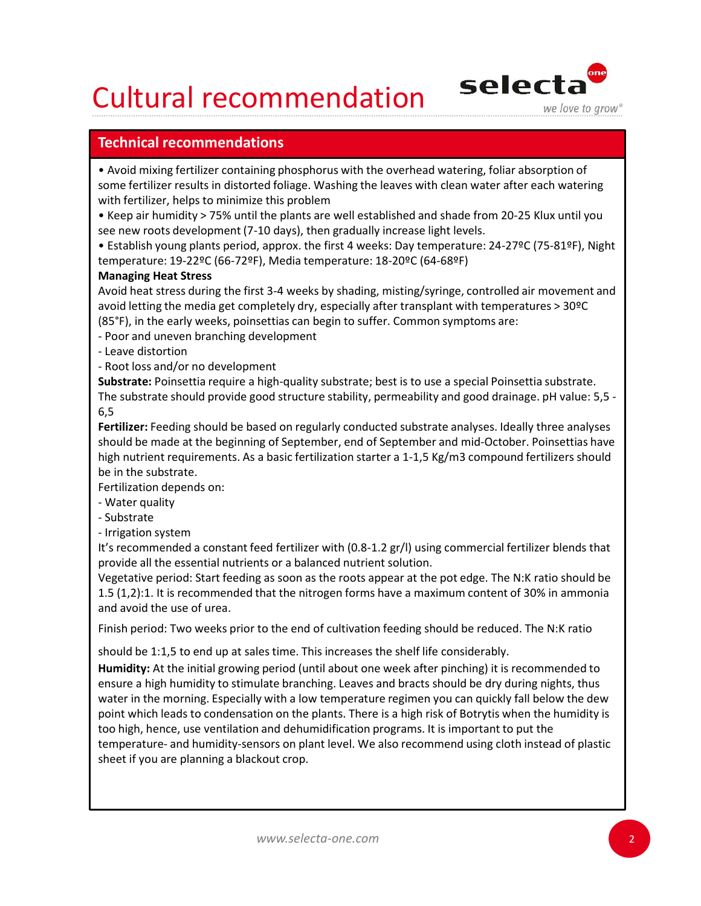# Cultural recommendation

## Technical recommendations

• Avoid mixing fertilizer containing phosphorus with the overhead watering, foliar absorption of some fertilizer results in distorted foliage. Washing the leaves with clean water after each watering with fertilizer, helps to minimize this problem

• Keep air humidity > 75% until the plants are well established and shade from 20-25 Klux until you see new roots development (7-10 days), then gradually increase light levels.

• Establish young plants period, approx. the first 4 weeks: Day temperature: 24-27ºC (75-81ºF), Night temperature: 19-22ºC (66-72ºF), Media temperature: 18-20ºC (64-68ºF)

**Managing Heat Stress**

Avoid heat stress during the first 3-4 weeks by shading, misting/syringe, controlled air movement and avoid letting the media get completely dry, especially after transplant with temperatures > 30ºC (85°F), in the early weeks, poinsettias can begin to suffer. Common symptoms are:

- Poor and uneven branching development
- Leave distortion
- Root loss and/or no development

**Substrate:** Poinsettia require a high-quality substrate; best is to use a special Poinsettia substrate. The substrate should provide good structure stability, permeability and good drainage. pH value: 5,5 - 6,5

**Fertilizer:** Feeding should be based on regularly conducted substrate analyses. Ideally three analyses should be made at the beginning of September, end of September and mid-October. Poinsettias have high nutrient requirements. As a basic fertilization starter a 1-1,5 Kg/m3 compound fertilizers should be in the substrate.

Fertilization depends on:

- Water quality
- Substrate
- Irrigation system

It's recommended a constant feed fertilizer with (0.8-1.2 gr/l) using commercial fertilizer blends that provide all the essential nutrients or a balanced nutrient solution.

Vegetative period: Start feeding as soon as the roots appear at the pot edge. The N:K ratio should be 1.5 (1,2):1. It is recommended that the nitrogen forms have a maximum content of 30% in ammonia and avoid the use of urea.

Finish period: Two weeks prior to the end of cultivation feeding should be reduced. The N:K ratio

should be 1:1,5 to end up at sales time. This increases the shelf life considerably.

**Humidity:** At the initial growing period (until about one week after pinching) it is recommended to ensure a high humidity to stimulate branching. Leaves and bracts should be dry during nights, thus water in the morning. Especially with a low temperature regimen you can quickly fall below the dew point which leads to condensation on the plants. There is a high risk of Botrytis when the humidity is too high, hence, use ventilation and dehumidification programs. It is important to put the temperature- and humidity-sensors on plant level. We also recommend using cloth instead of plastic sheet if you are planning a blackout crop.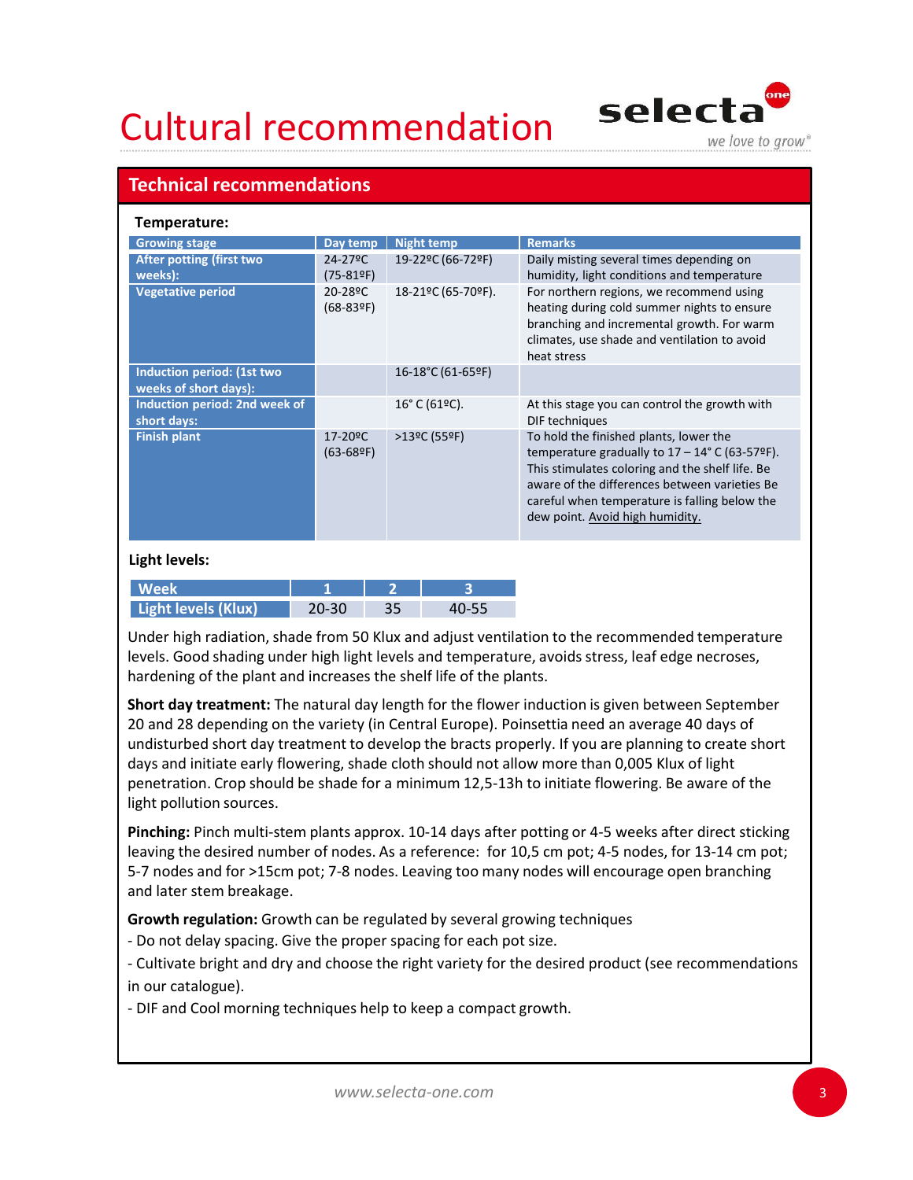# Cultural recommendation

## Technical recommendations

**Temperature:**

| Growing stage | Day temp | Night temp | Remarks |
|---|---|---|---|
| After potting (first two weeks): | 24-27ºC (75-81ºF) | 19-22ºC (66-72ºF) | Daily misting several times depending on humidity, light conditions and temperature |
| Vegetative period | 20-28ºC (68-83ºF) | 18-21ºC (65-70ºF). | For northern regions, we recommend using heating during cold summer nights to ensure branching and incremental growth. For warm climates, use shade and ventilation to avoid heat stress |
| Induction period: (1st two weeks of short days): | | 16-18°C (61-65ºF) | |
| Induction period: 2nd week of short days: | | 16° C (61ºC). | At this stage you can control the growth with DIF techniques |
| Finish plant | 17-20ºC (63-68ºF) | >13ºC (55ºF) | To hold the finished plants, lower the temperature gradually to 17 – 14° C (63-57ºF). This stimulates coloring and the shelf life. Be aware of the differences between varieties Be careful when temperature is falling below the dew point. Avoid high humidity. |

**Light levels:**

| Week | 1 | 2 | 3 |
|---|---|---|---|
| Light levels (Klux) | 20-30 | 35 | 40-55 |

Under high radiation, shade from 50 Klux and adjust ventilation to the recommended temperature levels. Good shading under high light levels and temperature, avoids stress, leaf edge necroses, hardening of the plant and increases the shelf life of the plants.

**Short day treatment:** The natural day length for the flower induction is given between September 20 and 28 depending on the variety (in Central Europe). Poinsettia need an average 40 days of undisturbed short day treatment to develop the bracts properly. If you are planning to create short days and initiate early flowering, shade cloth should not allow more than 0,005 Klux of light penetration. Crop should be shade for a minimum 12,5-13h to initiate flowering. Be aware of the light pollution sources.

**Pinching:** Pinch multi-stem plants approx. 10-14 days after potting or 4-5 weeks after direct sticking leaving the desired number of nodes. As a reference: for 10,5 cm pot; 4-5 nodes, for 13-14 cm pot; 5-7 nodes and for >15cm pot; 7-8 nodes. Leaving too many nodes will encourage open branching and later stem breakage.

**Growth regulation:** Growth can be regulated by several growing techniques

- Do not delay spacing. Give the proper spacing for each pot size.
- Cultivate bright and dry and choose the right variety for the desired product (see recommendations in our catalogue).
- DIF and Cool morning techniques help to keep a compact growth.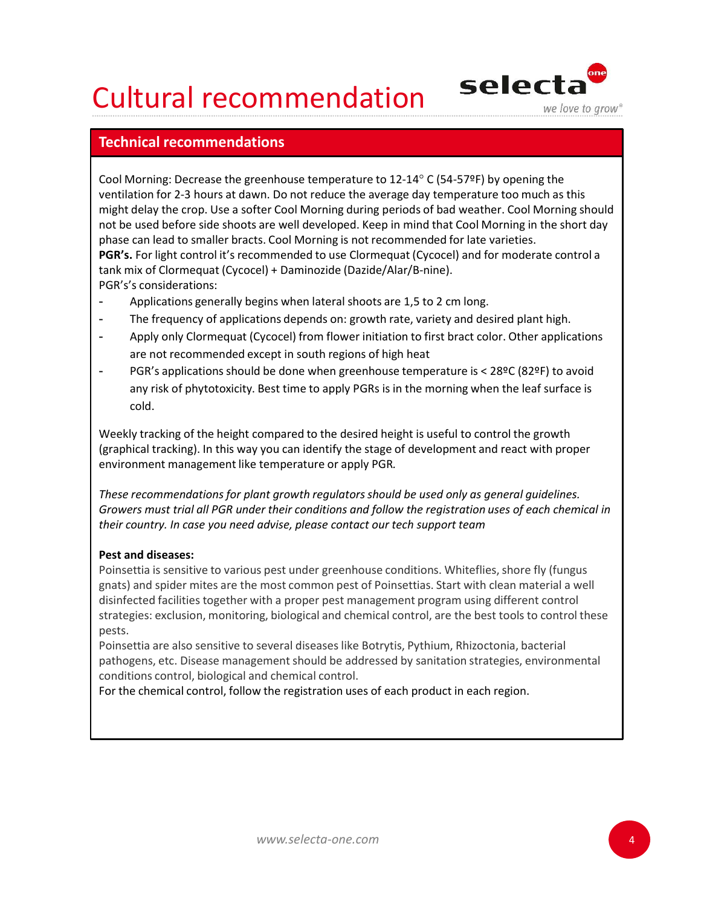# Cultural recommendation

## Technical recommendations

Cool Morning: Decrease the greenhouse temperature to 12-14° C (54-57ºF) by opening the ventilation for 2-3 hours at dawn. Do not reduce the average day temperature too much as this might delay the crop. Use a softer Cool Morning during periods of bad weather. Cool Morning should not be used before side shoots are well developed. Keep in mind that Cool Morning in the short day phase can lead to smaller bracts. Cool Morning is not recommended for late varieties.

**PGR's.** For light control it's recommended to use Clormequat (Cycocel) and for moderate control a tank mix of Clormequat (Cycocel) + Daminozide (Dazide/Alar/B-nine).

PGR's's considerations:

- Applications generally begins when lateral shoots are 1,5 to 2 cm long.
- The frequency of applications depends on: growth rate, variety and desired plant high.
- Apply only Clormequat (Cycocel) from flower initiation to first bract color. Other applications are not recommended except in south regions of high heat
- PGR's applications should be done when greenhouse temperature is < 28ºC (82ºF) to avoid any risk of phytotoxicity. Best time to apply PGRs is in the morning when the leaf surface is cold.

Weekly tracking of the height compared to the desired height is useful to control the growth (graphical tracking). In this way you can identify the stage of development and react with proper environment management like temperature or apply PGR.

*These recommendations for plant growth regulators should be used only as general guidelines. Growers must trial all PGR under their conditions and follow the registration uses of each chemical in their country. In case you need advise, please contact our tech support team*

**Pest and diseases:**

Poinsettia is sensitive to various pest under greenhouse conditions. Whiteflies, shore fly (fungus gnats) and spider mites are the most common pest of Poinsettias. Start with clean material a well disinfected facilities together with a proper pest management program using different control strategies: exclusion, monitoring, biological and chemical control, are the best tools to control these pests.

Poinsettia are also sensitive to several diseases like Botrytis, Pythium, Rhizoctonia, bacterial pathogens, etc. Disease management should be addressed by sanitation strategies, environmental conditions control, biological and chemical control.

For the chemical control, follow the registration uses of each product in each region.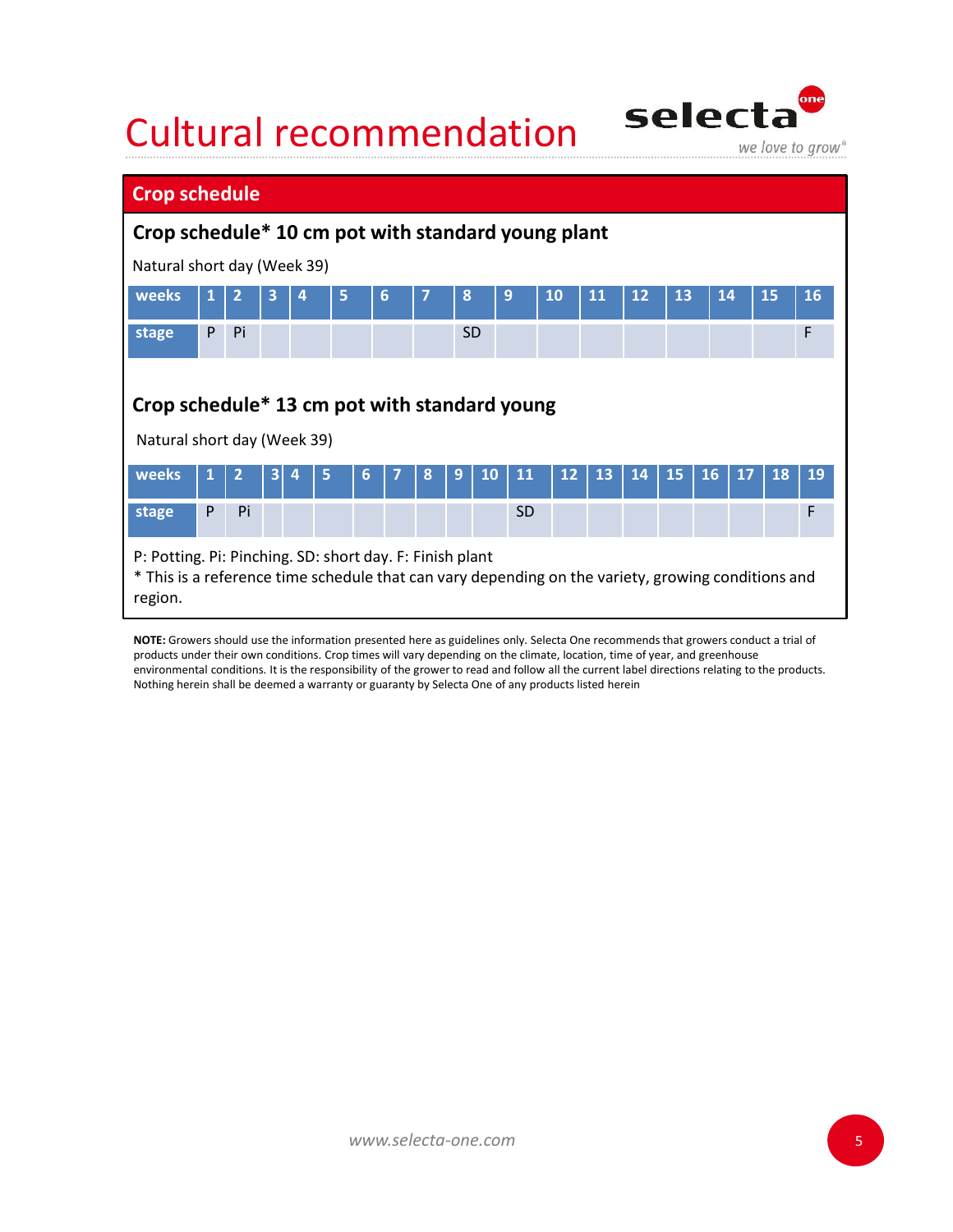# Cultural recommendation

## Crop schedule

### Crop schedule* 10 cm pot with standard young plant

Natural short day (Week 39)

| weeks | 1 | 2 | 3 | 4 | 5 | 6 | 7 | 8 | 9 | 10 | 11 | 12 | 13 | 14 | 15 | 16 |
|---|---|---|---|---|---|---|---|---|---|---|---|---|---|---|---|---|
| stage | P | Pi | | | | | | SD | | | | | | | | F |

### Crop schedule* 13 cm pot with standard young

Natural short day (Week 39)

| weeks | 1 | 2 | 3 | 4 | 5 | 6 | 7 | 8 | 9 | 10 | 11 | 12 | 13 | 14 | 15 | 16 | 17 | 18 | 19 |
|---|---|---|---|---|---|---|---|---|---|---|---|---|---|---|---|---|---|---|---|
| stage | P | Pi | | | | | | | | | SD | | | | | | | | F |

P: Potting. Pi: Pinching. SD: short day. F: Finish plant

* This is a reference time schedule that can vary depending on the variety, growing conditions and region.

**NOTE:** Growers should use the information presented here as guidelines only. Selecta One recommends that growers conduct a trial of products under their own conditions. Crop times will vary depending on the climate, location, time of year, and greenhouse environmental conditions. It is the responsibility of the grower to read and follow all the current label directions relating to the products. Nothing herein shall be deemed a warranty or guaranty by Selecta One of any products listed herein